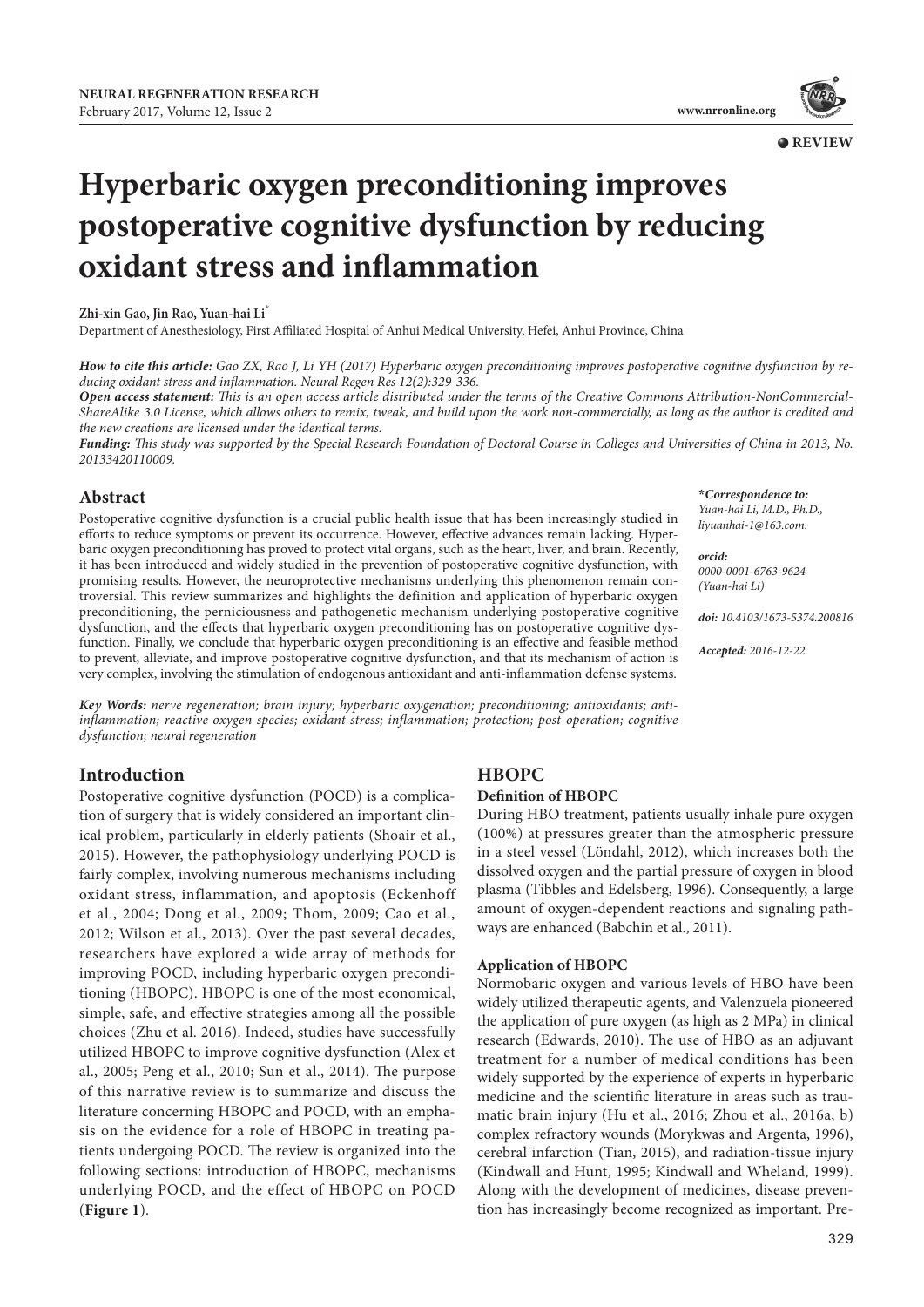**REVIEW**

# Hyperbaric oxygen preconditioning improves postoperative cognitive dysfunction by reducing oxidant stress and inflammation

**Zhi-xin Gao, Jin Rao, Yuan-hai Li***

Department of Anesthesiology, First Affiliated Hospital of Anhui Medical University, Hefei, Anhui Province, China

***How to cite this article:*** *Gao ZX, Rao J, Li YH (2017) Hyperbaric oxygen preconditioning improves postoperative cognitive dysfunction by reducing oxidant stress and inflammation. Neural Regen Res 12(2):329-336.*

***Open access statement:*** *This is an open access article distributed under the terms of the Creative Commons Attribution-NonCommercial-ShareAlike 3.0 License, which allows others to remix, tweak, and build upon the work non-commercially, as long as the author is credited and the new creations are licensed under the identical terms.*

***Funding:*** *This study was supported by the Special Research Foundation of Doctoral Course in Colleges and Universities of China in 2013, No. 20133420110009.*

## Abstract

Postoperative cognitive dysfunction is a crucial public health issue that has been increasingly studied in efforts to reduce symptoms or prevent its occurrence. However, effective advances remain lacking. Hyperbaric oxygen preconditioning has proved to protect vital organs, such as the heart, liver, and brain. Recently, it has been introduced and widely studied in the prevention of postoperative cognitive dysfunction, with promising results. However, the neuroprotective mechanisms underlying this phenomenon remain controversial. This review summarizes and highlights the definition and application of hyperbaric oxygen preconditioning, the perniciousness and pathogenetic mechanism underlying postoperative cognitive dysfunction, and the effects that hyperbaric oxygen preconditioning has on postoperative cognitive dysfunction. Finally, we conclude that hyperbaric oxygen preconditioning is an effective and feasible method to prevent, alleviate, and improve postoperative cognitive dysfunction, and that its mechanism of action is very complex, involving the stimulation of endogenous antioxidant and anti-inflammation defense systems.

***Key Words:*** *nerve regeneration; brain injury; hyperbaric oxygenation; preconditioning; antioxidants; anti-inflammation; reactive oxygen species; oxidant stress; inflammation; protection; post-operation; cognitive dysfunction; neural regeneration*

***Correspondence to:** *Yuan-hai Li, M.D., Ph.D., liyuanhai-1@163.com.*

***orcid:*** *0000-0001-6763-9624 (Yuan-hai Li)*

***doi:*** *10.4103/1673-5374.200816*

***Accepted:*** *2016-12-22*

## Introduction

Postoperative cognitive dysfunction (POCD) is a complication of surgery that is widely considered an important clinical problem, particularly in elderly patients (Shoair et al., 2015). However, the pathophysiology underlying POCD is fairly complex, involving numerous mechanisms including oxidant stress, inflammation, and apoptosis (Eckenhoff et al., 2004; Dong et al., 2009; Thom, 2009; Cao et al., 2012; Wilson et al., 2013). Over the past several decades, researchers have explored a wide array of methods for improving POCD, including hyperbaric oxygen preconditioning (HBOPC). HBOPC is one of the most economical, simple, safe, and effective strategies among all the possible choices (Zhu et al. 2016). Indeed, studies have successfully utilized HBOPC to improve cognitive dysfunction (Alex et al., 2005; Peng et al., 2010; Sun et al., 2014). The purpose of this narrative review is to summarize and discuss the literature concerning HBOPC and POCD, with an emphasis on the evidence for a role of HBOPC in treating patients undergoing POCD. The review is organized into the following sections: introduction of HBOPC, mechanisms underlying POCD, and the effect of HBOPC on POCD (**Figure 1**).

## HBOPC

### Definition of HBOPC

During HBO treatment, patients usually inhale pure oxygen (100%) at pressures greater than the atmospheric pressure in a steel vessel (Löndahl, 2012), which increases both the dissolved oxygen and the partial pressure of oxygen in blood plasma (Tibbles and Edelsberg, 1996). Consequently, a large amount of oxygen-dependent reactions and signaling pathways are enhanced (Babchin et al., 2011).

### Application of HBOPC

Normobaric oxygen and various levels of HBO have been widely utilized therapeutic agents, and Valenzuela pioneered the application of pure oxygen (as high as 2 MPa) in clinical research (Edwards, 2010). The use of HBO as an adjuvant treatment for a number of medical conditions has been widely supported by the experience of experts in hyperbaric medicine and the scientific literature in areas such as traumatic brain injury (Hu et al., 2016; Zhou et al., 2016a, b) complex refractory wounds (Morykwas and Argenta, 1996), cerebral infarction (Tian, 2015), and radiation-tissue injury (Kindwall and Hunt, 1995; Kindwall and Wheland, 1999). Along with the development of medicines, disease prevention has increasingly become recognized as important. Pre-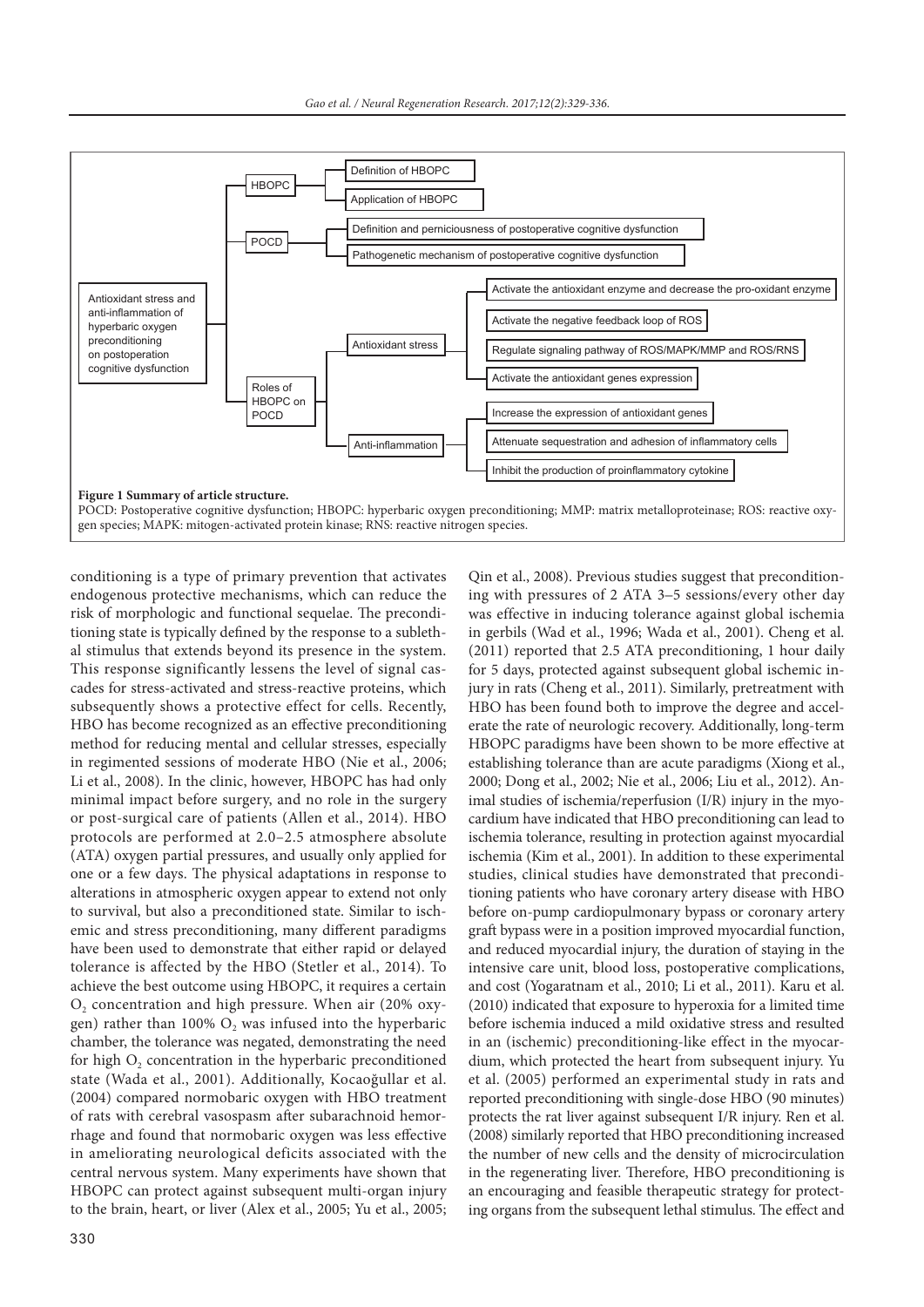Figure 1 Summary of article structure.

POCD: Postoperative cognitive dysfunction; HBOPC: hyperbaric oxygen preconditioning; MMP: matrix metalloproteinase; ROS: reactive oxygen species; MAPK: mitogen-activated protein kinase; RNS: reactive nitrogen species.

conditioning is a type of primary prevention that activates endogenous protective mechanisms, which can reduce the risk of morphologic and functional sequelae. The preconditioning state is typically defined by the response to a sublethal stimulus that extends beyond its presence in the system. This response significantly lessens the level of signal cascades for stress-activated and stress-reactive proteins, which subsequently shows a protective effect for cells. Recently, HBO has become recognized as an effective preconditioning method for reducing mental and cellular stresses, especially in regimented sessions of moderate HBO (Nie et al., 2006; Li et al., 2008). In the clinic, however, HBOPC has had only minimal impact before surgery, and no role in the surgery or post-surgical care of patients (Allen et al., 2014). HBO protocols are performed at 2.0–2.5 atmosphere absolute (ATA) oxygen partial pressures, and usually only applied for one or a few days. The physical adaptations in response to alterations in atmospheric oxygen appear to extend not only to survival, but also a preconditioned state. Similar to ischemic and stress preconditioning, many different paradigms have been used to demonstrate that either rapid or delayed tolerance is affected by the HBO (Stetler et al., 2014). To achieve the best outcome using HBOPC, it requires a certain $O_2$ concentration and high pressure. When air (20% oxygen) rather than 100% $O_2$ was infused into the hyperbaric chamber, the tolerance was negated, demonstrating the need for high $O_2$ concentration in the hyperbaric preconditioned state (Wada et al., 2001). Additionally, Kocaoğullar et al. (2004) compared normobaric oxygen with HBO treatment of rats with cerebral vasospasm after subarachnoid hemorrhage and found that normobaric oxygen was less effective in ameliorating neurological deficits associated with the central nervous system. Many experiments have shown that HBOPC can protect against subsequent multi-organ injury to the brain, heart, or liver (Alex et al., 2005; Yu et al., 2005; Qin et al., 2008). Previous studies suggest that preconditioning with pressures of 2 ATA 3–5 sessions/every other day was effective in inducing tolerance against global ischemia in gerbils (Wad et al., 1996; Wada et al., 2001). Cheng et al. (2011) reported that 2.5 ATA preconditioning, 1 hour daily for 5 days, protected against subsequent global ischemic injury in rats (Cheng et al., 2011). Similarly, pretreatment with HBO has been found both to improve the degree and accelerate the rate of neurologic recovery. Additionally, long-term HBOPC paradigms have been shown to be more effective at establishing tolerance than are acute paradigms (Xiong et al., 2000; Dong et al., 2002; Nie et al., 2006; Liu et al., 2012). Animal studies of ischemia/reperfusion (I/R) injury in the myocardium have indicated that HBO preconditioning can lead to ischemia tolerance, resulting in protection against myocardial ischemia (Kim et al., 2001). In addition to these experimental studies, clinical studies have demonstrated that preconditioning patients who have coronary artery disease with HBO before on-pump cardiopulmonary bypass or coronary artery graft bypass were in a position improved myocardial function, and reduced myocardial injury, the duration of staying in the intensive care unit, blood loss, postoperative complications, and cost (Yogaratnam et al., 2010; Li et al., 2011). Karu et al. (2010) indicated that exposure to hyperoxia for a limited time before ischemia induced a mild oxidative stress and resulted in an (ischemic) preconditioning-like effect in the myocardium, which protected the heart from subsequent injury. Yu et al. (2005) performed an experimental study in rats and reported preconditioning with single-dose HBO (90 minutes) protects the rat liver against subsequent I/R injury. Ren et al. (2008) similarly reported that HBO preconditioning increased the number of new cells and the density of microcirculation in the regenerating liver. Therefore, HBO preconditioning is an encouraging and feasible therapeutic strategy for protecting organs from the subsequent lethal stimulus. The effect and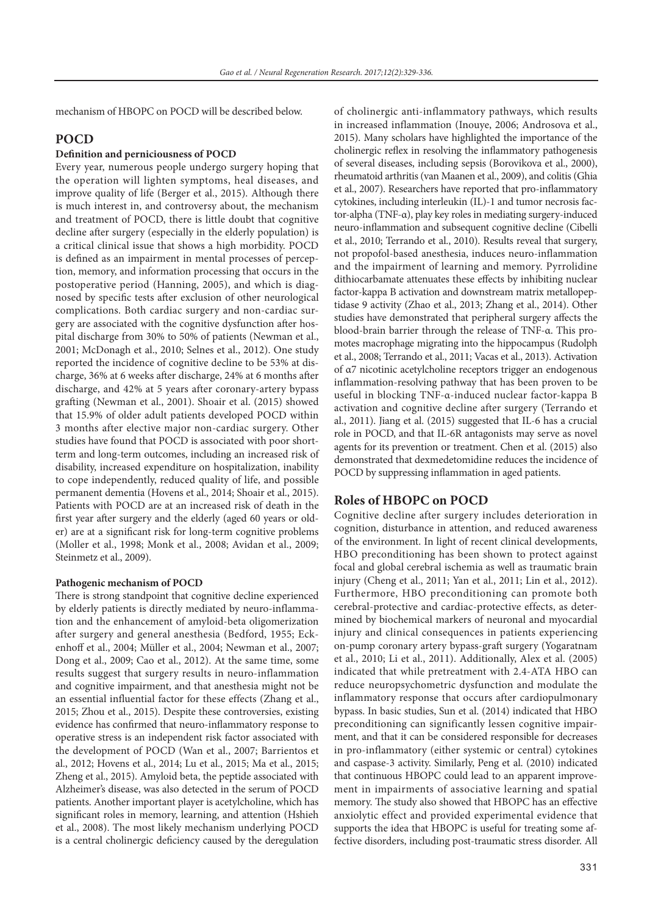mechanism of HBOPC on POCD will be described below.

## POCD

### Definition and perniciousness of POCD

Every year, numerous people undergo surgery hoping that the operation will lighten symptoms, heal diseases, and improve quality of life (Berger et al., 2015). Although there is much interest in, and controversy about, the mechanism and treatment of POCD, there is little doubt that cognitive decline after surgery (especially in the elderly population) is a critical clinical issue that shows a high morbidity. POCD is defined as an impairment in mental processes of perception, memory, and information processing that occurs in the postoperative period (Hanning, 2005), and which is diagnosed by specific tests after exclusion of other neurological complications. Both cardiac surgery and non-cardiac surgery are associated with the cognitive dysfunction after hospital discharge from 30% to 50% of patients (Newman et al., 2001; McDonagh et al., 2010; Selnes et al., 2012). One study reported the incidence of cognitive decline to be 53% at discharge, 36% at 6 weeks after discharge, 24% at 6 months after discharge, and 42% at 5 years after coronary-artery bypass grafting (Newman et al., 2001). Shoair et al. (2015) showed that 15.9% of older adult patients developed POCD within 3 months after elective major non-cardiac surgery. Other studies have found that POCD is associated with poor short-term and long-term outcomes, including an increased risk of disability, increased expenditure on hospitalization, inability to cope independently, reduced quality of life, and possible permanent dementia (Hovens et al., 2014; Shoair et al., 2015). Patients with POCD are at an increased risk of death in the first year after surgery and the elderly (aged 60 years or older) are at a significant risk for long-term cognitive problems (Moller et al., 1998; Monk et al., 2008; Avidan et al., 2009; Steinmetz et al., 2009).

### Pathogenic mechanism of POCD

There is strong standpoint that cognitive decline experienced by elderly patients is directly mediated by neuro-inflammation and the enhancement of amyloid-beta oligomerization after surgery and general anesthesia (Bedford, 1955; Eckenhoff et al., 2004; Müller et al., 2004; Newman et al., 2007; Dong et al., 2009; Cao et al., 2012). At the same time, some results suggest that surgery results in neuro-inflammation and cognitive impairment, and that anesthesia might not be an essential influential factor for these effects (Zhang et al., 2015; Zhou et al., 2015). Despite these controversies, existing evidence has confirmed that neuro-inflammatory response to operative stress is an independent risk factor associated with the development of POCD (Wan et al., 2007; Barrientos et al., 2012; Hovens et al., 2014; Lu et al., 2015; Ma et al., 2015; Zheng et al., 2015). Amyloid beta, the peptide associated with Alzheimer's disease, was also detected in the serum of POCD patients. Another important player is acetylcholine, which has significant roles in memory, learning, and attention (Hshieh et al., 2008). The most likely mechanism underlying POCD is a central cholinergic deficiency caused by the deregulation of cholinergic anti-inflammatory pathways, which results in increased inflammation (Inouye, 2006; Androsova et al., 2015). Many scholars have highlighted the importance of the cholinergic reflex in resolving the inflammatory pathogenesis of several diseases, including sepsis (Borovikova et al., 2000), rheumatoid arthritis (van Maanen et al., 2009), and colitis (Ghia et al., 2007). Researchers have reported that pro-inflammatory cytokines, including interleukin (IL)-1 and tumor necrosis factor-alpha (TNF-α), play key roles in mediating surgery-induced neuro-inflammation and subsequent cognitive decline (Cibelli et al., 2010; Terrando et al., 2010). Results reveal that surgery, not propofol-based anesthesia, induces neuro-inflammation and the impairment of learning and memory. Pyrrolidine dithiocarbamate attenuates these effects by inhibiting nuclear factor-kappa B activation and downstream matrix metallopeptidase 9 activity (Zhao et al., 2013; Zhang et al., 2014). Other studies have demonstrated that peripheral surgery affects the blood-brain barrier through the release of TNF-α. This promotes macrophage migrating into the hippocampus (Rudolph et al., 2008; Terrando et al., 2011; Vacas et al., 2013). Activation of α7 nicotinic acetylcholine receptors trigger an endogenous inflammation-resolving pathway that has been proven to be useful in blocking TNF-α-induced nuclear factor-kappa B activation and cognitive decline after surgery (Terrando et al., 2011). Jiang et al. (2015) suggested that IL-6 has a crucial role in POCD, and that IL-6R antagonists may serve as novel agents for its prevention or treatment. Chen et al. (2015) also demonstrated that dexmedetomidine reduces the incidence of POCD by suppressing inflammation in aged patients.

## Roles of HBOPC on POCD

Cognitive decline after surgery includes deterioration in cognition, disturbance in attention, and reduced awareness of the environment. In light of recent clinical developments, HBO preconditioning has been shown to protect against focal and global cerebral ischemia as well as traumatic brain injury (Cheng et al., 2011; Yan et al., 2011; Lin et al., 2012). Furthermore, HBO preconditioning can promote both cerebral-protective and cardiac-protective effects, as determined by biochemical markers of neuronal and myocardial injury and clinical consequences in patients experiencing on-pump coronary artery bypass-graft surgery (Yogaratnam et al., 2010; Li et al., 2011). Additionally, Alex et al. (2005) indicated that while pretreatment with 2.4-ATA HBO can reduce neuropsychometric dysfunction and modulate the inflammatory response that occurs after cardiopulmonary bypass. In basic studies, Sun et al. (2014) indicated that HBO preconditioning can significantly lessen cognitive impairment, and that it can be considered responsible for decreases in pro-inflammatory (either systemic or central) cytokines and caspase-3 activity. Similarly, Peng et al. (2010) indicated that continuous HBOPC could lead to an apparent improvement in impairments of associative learning and spatial memory. The study also showed that HBOPC has an effective anxiolytic effect and provided experimental evidence that supports the idea that HBOPC is useful for treating some affective disorders, including post-traumatic stress disorder. All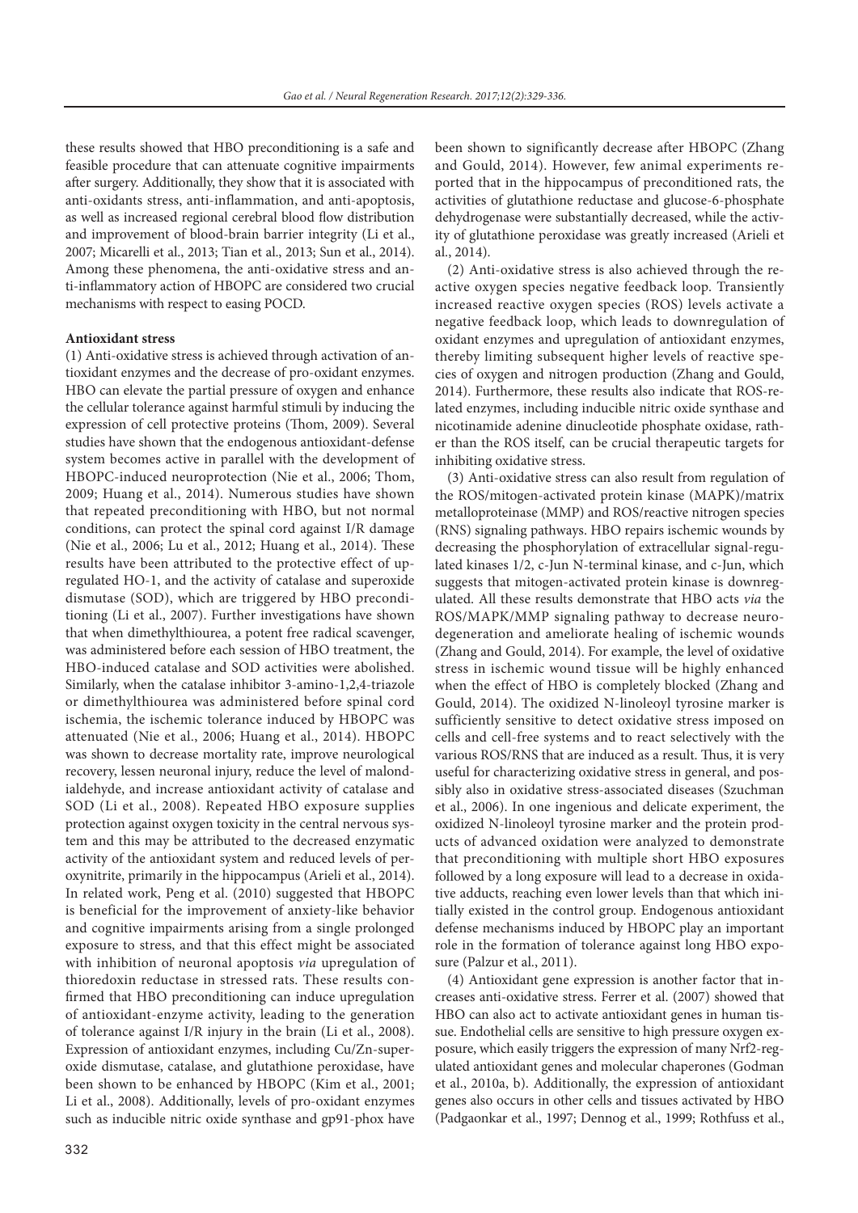these results showed that HBO preconditioning is a safe and feasible procedure that can attenuate cognitive impairments after surgery. Additionally, they show that it is associated with anti-oxidants stress, anti-inflammation, and anti-apoptosis, as well as increased regional cerebral blood flow distribution and improvement of blood-brain barrier integrity (Li et al., 2007; Micarelli et al., 2013; Tian et al., 2013; Sun et al., 2014). Among these phenomena, the anti-oxidative stress and anti-inflammatory action of HBOPC are considered two crucial mechanisms with respect to easing POCD.

**Antioxidant stress**

(1) Anti-oxidative stress is achieved through activation of antioxidant enzymes and the decrease of pro-oxidant enzymes. HBO can elevate the partial pressure of oxygen and enhance the cellular tolerance against harmful stimuli by inducing the expression of cell protective proteins (Thom, 2009). Several studies have shown that the endogenous antioxidant-defense system becomes active in parallel with the development of HBOPC-induced neuroprotection (Nie et al., 2006; Thom, 2009; Huang et al., 2014). Numerous studies have shown that repeated preconditioning with HBO, but not normal conditions, can protect the spinal cord against I/R damage (Nie et al., 2006; Lu et al., 2012; Huang et al., 2014). These results have been attributed to the protective effect of upregulated HO-1, and the activity of catalase and superoxide dismutase (SOD), which are triggered by HBO preconditioning (Li et al., 2007). Further investigations have shown that when dimethylthiourea, a potent free radical scavenger, was administered before each session of HBO treatment, the HBO-induced catalase and SOD activities were abolished. Similarly, when the catalase inhibitor 3-amino-1,2,4-triazole or dimethylthiourea was administered before spinal cord ischemia, the ischemic tolerance induced by HBOPC was attenuated (Nie et al., 2006; Huang et al., 2014). HBOPC was shown to decrease mortality rate, improve neurological recovery, lessen neuronal injury, reduce the level of malondialdehyde, and increase antioxidant activity of catalase and SOD (Li et al., 2008). Repeated HBO exposure supplies protection against oxygen toxicity in the central nervous system and this may be attributed to the decreased enzymatic activity of the antioxidant system and reduced levels of peroxynitrite, primarily in the hippocampus (Arieli et al., 2014). In related work, Peng et al. (2010) suggested that HBOPC is beneficial for the improvement of anxiety-like behavior and cognitive impairments arising from a single prolonged exposure to stress, and that this effect might be associated with inhibition of neuronal apoptosis *via* upregulation of thioredoxin reductase in stressed rats. These results confirmed that HBO preconditioning can induce upregulation of antioxidant-enzyme activity, leading to the generation of tolerance against I/R injury in the brain (Li et al., 2008). Expression of antioxidant enzymes, including Cu/Zn-superoxide dismutase, catalase, and glutathione peroxidase, have been shown to be enhanced by HBOPC (Kim et al., 2001; Li et al., 2008). Additionally, levels of pro-oxidant enzymes such as inducible nitric oxide synthase and gp91-phox have been shown to significantly decrease after HBOPC (Zhang and Gould, 2014). However, few animal experiments reported that in the hippocampus of preconditioned rats, the activities of glutathione reductase and glucose-6-phosphate dehydrogenase were substantially decreased, while the activity of glutathione peroxidase was greatly increased (Arieli et al., 2014).

(2) Anti-oxidative stress is also achieved through the reactive oxygen species negative feedback loop. Transiently increased reactive oxygen species (ROS) levels activate a negative feedback loop, which leads to downregulation of oxidant enzymes and upregulation of antioxidant enzymes, thereby limiting subsequent higher levels of reactive species of oxygen and nitrogen production (Zhang and Gould, 2014). Furthermore, these results also indicate that ROS-related enzymes, including inducible nitric oxide synthase and nicotinamide adenine dinucleotide phosphate oxidase, rather than the ROS itself, can be crucial therapeutic targets for inhibiting oxidative stress.

(3) Anti-oxidative stress can also result from regulation of the ROS/mitogen-activated protein kinase (MAPK)/matrix metalloproteinase (MMP) and ROS/reactive nitrogen species (RNS) signaling pathways. HBO repairs ischemic wounds by decreasing the phosphorylation of extracellular signal-regulated kinases 1/2, c-Jun N-terminal kinase, and c-Jun, which suggests that mitogen-activated protein kinase is downregulated. All these results demonstrate that HBO acts *via* the ROS/MAPK/MMP signaling pathway to decrease neurodegeneration and ameliorate healing of ischemic wounds (Zhang and Gould, 2014). For example, the level of oxidative stress in ischemic wound tissue will be highly enhanced when the effect of HBO is completely blocked (Zhang and Gould, 2014). The oxidized N-linoleoyl tyrosine marker is sufficiently sensitive to detect oxidative stress imposed on cells and cell-free systems and to react selectively with the various ROS/RNS that are induced as a result. Thus, it is very useful for characterizing oxidative stress in general, and possibly also in oxidative stress-associated diseases (Szuchman et al., 2006). In one ingenious and delicate experiment, the oxidized N-linoleoyl tyrosine marker and the protein products of advanced oxidation were analyzed to demonstrate that preconditioning with multiple short HBO exposures followed by a long exposure will lead to a decrease in oxidative adducts, reaching even lower levels than that which initially existed in the control group. Endogenous antioxidant defense mechanisms induced by HBOPC play an important role in the formation of tolerance against long HBO exposure (Palzur et al., 2011).

(4) Antioxidant gene expression is another factor that increases anti-oxidative stress. Ferrer et al. (2007) showed that HBO can also act to activate antioxidant genes in human tissue. Endothelial cells are sensitive to high pressure oxygen exposure, which easily triggers the expression of many Nrf2-regulated antioxidant genes and molecular chaperones (Godman et al., 2010a, b). Additionally, the expression of antioxidant genes also occurs in other cells and tissues activated by HBO (Padgaonkar et al., 1997; Dennog et al., 1999; Rothfuss et al.,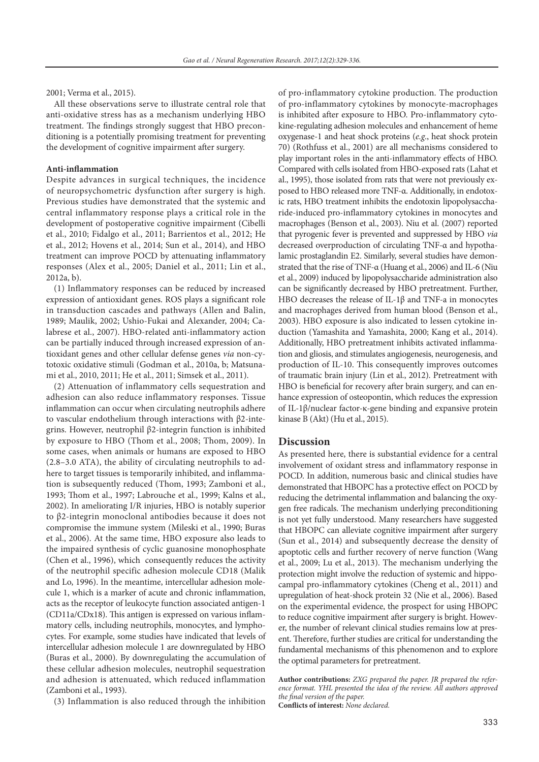2001; Verma et al., 2015).

All these observations serve to illustrate central role that anti-oxidative stress has as a mechanism underlying HBO treatment. The findings strongly suggest that HBO preconditioning is a potentially promising treatment for preventing the development of cognitive impairment after surgery.

**Anti-inflammation**

Despite advances in surgical techniques, the incidence of neuropsychometric dysfunction after surgery is high. Previous studies have demonstrated that the systemic and central inflammatory response plays a critical role in the development of postoperative cognitive impairment (Cibelli et al., 2010; Fidalgo et al., 2011; Barrientos et al., 2012; He et al., 2012; Hovens et al., 2014; Sun et al., 2014), and HBO treatment can improve POCD by attenuating inflammatory responses (Alex et al., 2005; Daniel et al., 2011; Lin et al., 2012a, b).

(1) Inflammatory responses can be reduced by increased expression of antioxidant genes. ROS plays a significant role in transduction cascades and pathways (Allen and Balin, 1989; Maulik, 2002; Ushio-Fukai and Alexander, 2004; Calabrese et al., 2007). HBO-related anti-inflammatory action can be partially induced through increased expression of antioxidant genes and other cellular defense genes *via* non-cytotoxic oxidative stimuli (Godman et al., 2010a, b; Matsunami et al., 2010, 2011; He et al., 2011; Simsek et al., 2011).

(2) Attenuation of inflammatory cells sequestration and adhesion can also reduce inflammatory responses. Tissue inflammation can occur when circulating neutrophils adhere to vascular endothelium through interactions with β2-integrins. However, neutrophil β2-integrin function is inhibited by exposure to HBO (Thom et al., 2008; Thom, 2009). In some cases, when animals or humans are exposed to HBO (2.8–3.0 ATA), the ability of circulating neutrophils to adhere to target tissues is temporarily inhibited, and inflammation is subsequently reduced (Thom, 1993; Zamboni et al., 1993; Thom et al., 1997; Labrouche et al., 1999; Kalns et al., 2002). In ameliorating I/R injuries, HBO is notably superior to β2-integrin monoclonal antibodies because it does not compromise the immune system (Mileski et al., 1990; Buras et al., 2006). At the same time, HBO exposure also leads to the impaired synthesis of cyclic guanosine monophosphate (Chen et al., 1996), which consequently reduces the activity of the neutrophil specific adhesion molecule CD18 (Malik and Lo, 1996). In the meantime, intercellular adhesion molecule 1, which is a marker of acute and chronic inflammation, acts as the receptor of leukocyte function associated antigen-1 (CD11a/CDx18). This antigen is expressed on various inflammatory cells, including neutrophils, monocytes, and lymphocytes. For example, some studies have indicated that levels of intercellular adhesion molecule 1 are downregulated by HBO (Buras et al., 2000). By downregulating the accumulation of these cellular adhesion molecules, neutrophil sequestration and adhesion is attenuated, which reduced inflammation (Zamboni et al., 1993).

(3) Inflammation is also reduced through the inhibition of pro-inflammatory cytokine production. The production of pro-inflammatory cytokines by monocyte-macrophages is inhibited after exposure to HBO. Pro-inflammatory cytokine-regulating adhesion molecules and enhancement of heme oxygenase-1 and heat shock proteins (*e.g*., heat shock protein 70) (Rothfuss et al., 2001) are all mechanisms considered to play important roles in the anti-inflammatory effects of HBO. Compared with cells isolated from HBO-exposed rats (Lahat et al., 1995), those isolated from rats that were not previously exposed to HBO released more TNF-α. Additionally, in endotoxic rats, HBO treatment inhibits the endotoxin lipopolysaccharide-induced pro-inflammatory cytokines in monocytes and macrophages (Benson et al., 2003). Niu et al. (2007) reported that pyrogenic fever is prevented and suppressed by HBO *via* decreased overproduction of circulating TNF-α and hypothalamic prostaglandin E2. Similarly, several studies have demonstrated that the rise of TNF-α (Huang et al., 2006) and IL-6 (Niu et al., 2009) induced by lipopolysaccharide administration also can be significantly decreased by HBO pretreatment. Further, HBO decreases the release of IL-1β and TNF-a in monocytes and macrophages derived from human blood (Benson et al., 2003). HBO exposure is also indicated to lessen cytokine induction (Yamashita and Yamashita, 2000; Kang et al., 2014). Additionally, HBO pretreatment inhibits activated inflammation and gliosis, and stimulates angiogenesis, neurogenesis, and production of IL-10. This consequently improves outcomes of traumatic brain injury (Lin et al., 2012). Pretreatment with HBO is beneficial for recovery after brain surgery, and can enhance expression of osteopontin, which reduces the expression of IL-1β/nuclear factor-κ-gene binding and expansive protein kinase B (Akt) (Hu et al., 2015).

## Discussion

As presented here, there is substantial evidence for a central involvement of oxidant stress and inflammatory response in POCD. In addition, numerous basic and clinical studies have demonstrated that HBOPC has a protective effect on POCD by reducing the detrimental inflammation and balancing the oxygen free radicals. The mechanism underlying preconditioning is not yet fully understood. Many researchers have suggested that HBOPC can alleviate cognitive impairment after surgery (Sun et al., 2014) and subsequently decrease the density of apoptotic cells and further recovery of nerve function (Wang et al., 2009; Lu et al., 2013). The mechanism underlying the protection might involve the reduction of systemic and hippocampal pro-inflammatory cytokines (Cheng et al., 2011) and upregulation of heat-shock protein 32 (Nie et al., 2006). Based on the experimental evidence, the prospect for using HBOPC to reduce cognitive impairment after surgery is bright. However, the number of relevant clinical studies remains low at present. Therefore, further studies are critical for understanding the fundamental mechanisms of this phenomenon and to explore the optimal parameters for pretreatment.

**Author contributions:** *ZXG prepared the paper. JR prepared the reference format. YHL presented the idea of the review. All authors approved the final version of the paper.*

**Conflicts of interest:** *None declared.*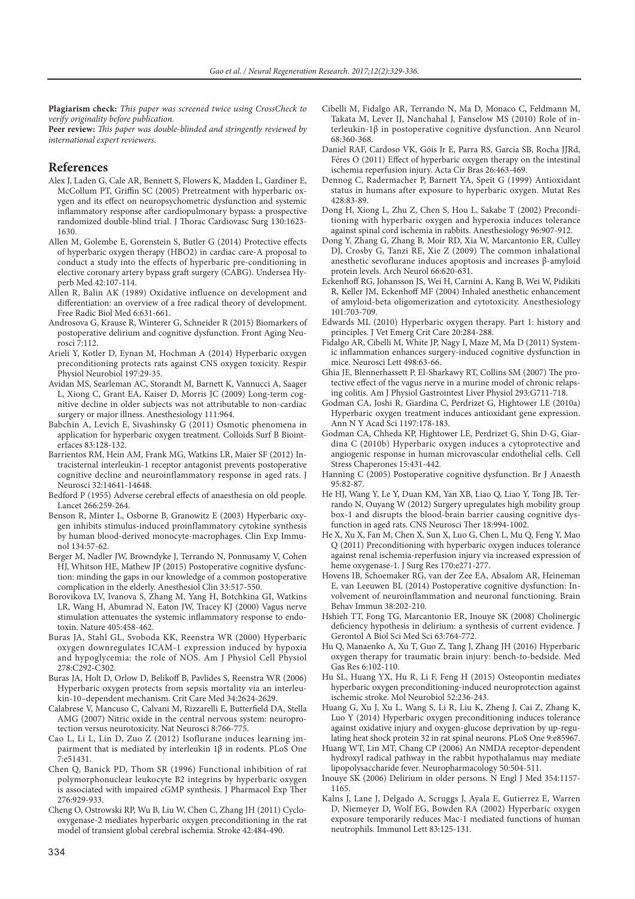**Plagiarism check:** *This paper was screened twice using CrossCheck to verify originality before publication.*

**Peer review:** *This paper was double-blinded and stringently reviewed by international expert reviewers.*

## References

Alex J, Laden G, Cale AR, Bennett S, Flowers K, Madden L, Gardiner E, McCollum PT, Griffin SC (2005) Pretreatment with hyperbaric oxygen and its effect on neuropsychometric dysfunction and systemic inflammatory response after cardiopulmonary bypass: a prospective randomized double-blind trial. J Thorac Cardiovasc Surg 130:1623-1630.

Allen M, Golembe E, Gorenstein S, Butler G (2014) Protective effects of hyperbaric oxygen therapy (HBO2) in cardiac care-A proposal to conduct a study into the effects of hyperbaric pre-conditioning in elective coronary artery bypass graft surgery (CABG). Undersea Hyperb Med 42:107-114.

Allen R, Balin AK (1989) Oxidative influence on development and differentiation: an overview of a free radical theory of development. Free Radic Biol Med 6:631-661.

Androsova G, Krause R, Winterer G, Schneider R (2015) Biomarkers of postoperative delirium and cognitive dysfunction. Front Aging Neurosci 7:112.

Arieli Y, Kotler D, Eynan M, Hochman A (2014) Hyperbaric oxygen preconditioning protects rats against CNS oxygen toxicity. Respir Physiol Neurobiol 197:29-35.

Avidan MS, Searleman AC, Storandt M, Barnett K, Vannucci A, Saager L, Xiong C, Grant EA, Kaiser D, Morris JC (2009) Long-term cognitive decline in older subjects was not attributable to non-cardiac surgery or major illness. Anesthesiology 111:964.

Babchin A, Levich E, Sivashinsky G (2011) Osmotic phenomena in application for hyperbaric oxygen treatment. Colloids Surf B Biointerfaces 83:128-132.

Barrientos RM, Hein AM, Frank MG, Watkins LR, Maier SF (2012) Intracisternal interleukin-1 receptor antagonist prevents postoperative cognitive decline and neuroinflammatory response in aged rats. J Neurosci 32:14641-14648.

Bedford P (1955) Adverse cerebral effects of anaesthesia on old people. Lancet 266:259-264.

Benson R, Minter L, Osborne B, Granowitz E (2003) Hyperbaric oxygen inhibits stimulus-induced proinflammatory cytokine synthesis by human blood-derived monocyte-macrophages. Clin Exp Immunol 134:57-62.

Berger M, Nadler JW, Browndyke J, Terrando N, Ponnusamy V, Cohen HJ, Whitson HE, Mathew JP (2015) Postoperative cognitive dysfunction: minding the gaps in our knowledge of a common postoperative complication in the elderly. Anesthesiol Clin 33:517-550.

Borovikova LV, Ivanova S, Zhang M, Yang H, Botchkina GI, Watkins LR, Wang H, Abumrad N, Eaton JW, Tracey KJ (2000) Vagus nerve stimulation attenuates the systemic inflammatory response to endotoxin. Nature 405:458-462.

Buras JA, Stahl GL, Svoboda KK, Reenstra WR (2000) Hyperbaric oxygen downregulates ICAM-1 expression induced by hypoxia and hypoglycemia: the role of NOS. Am J Physiol Cell Physiol 278:C292-C302.

Buras JA, Holt D, Orlow D, Belikoff B, Pavlides S, Reenstra WR (2006) Hyperbaric oxygen protects from sepsis mortality via an interleukin-10–dependent mechanism. Crit Care Med 34:2624-2629.

Calabrese V, Mancuso C, Calvani M, Rizzarelli E, Butterfield DA, Stella AMG (2007) Nitric oxide in the central nervous system: neuroprotection versus neurotoxicity. Nat Neurosci 8:766-775.

Cao L, Li L, Lin D, Zuo Z (2012) Isoflurane induces learning impairment that is mediated by interleukin 1β in rodents. PLoS One 7:e51431.

Chen Q, Banick PD, Thom SR (1996) Functional inhibition of rat polymorphonuclear leukocyte B2 integrins by hyperbaric oxygen is associated with impaired cGMP synthesis. J Pharmacol Exp Ther 276:929-933.

Cheng O, Ostrowski RP, Wu B, Liu W, Chen C, Zhang JH (2011) Cyclooxygenase-2 mediates hyperbaric oxygen preconditioning in the rat model of transient global cerebral ischemia. Stroke 42:484-490.

Cibelli M, Fidalgo AR, Terrando N, Ma D, Monaco C, Feldmann M, Takata M, Lever IJ, Nanchahal J, Fanselow MS (2010) Role of interleukin-1β in postoperative cognitive dysfunction. Ann Neurol 68:360-368.

Daniel RAF, Cardoso VK, Góis Jr E, Parra RS, Garcia SB, Rocha JJRd, Féres O (2011) Effect of hyperbaric oxygen therapy on the intestinal ischemia reperfusion injury. Acta Cir Bras 26:463-469.

Dennog C, Radermacher P, Barnett YA, Speit G (1999) Antioxidant status in humans after exposure to hyperbaric oxygen. Mutat Res 428:83-89.

Dong H, Xiong L, Zhu Z, Chen S, Hou L, Sakabe T (2002) Preconditioning with hyperbaric oxygen and hyperoxia induces tolerance against spinal cord ischemia in rabbits. Anesthesiology 96:907-912.

Dong Y, Zhang G, Zhang B, Moir RD, Xia W, Marcantonio ER, Culley DJ, Crosby G, Tanzi RE, Xie Z (2009) The common inhalational anesthetic sevoflurane induces apoptosis and increases β-amyloid protein levels. Arch Neurol 66:620-631.

Eckenhoff RG, Johansson JS, Wei H, Carnini A, Kang B, Wei W, Pidikiti R, Keller JM, Eckenhoff MF (2004) Inhaled anesthetic enhancement of amyloid-beta oligomerization and cytotoxicity. Anesthesiology 101:703-709.

Edwards ML (2010) Hyperbaric oxygen therapy. Part 1: history and principles. J Vet Emerg Crit Care 20:284-288.

Fidalgo AR, Cibelli M, White JP, Nagy I, Maze M, Ma D (2011) Systemic inflammation enhances surgery-induced cognitive dysfunction in mice. Neurosci Lett 498:63-66.

Ghia JE, Blennerhassett P, El-Sharkawy RT, Collins SM (2007) The protective effect of the vagus nerve in a murine model of chronic relapsing colitis. Am J Physiol Gastrointest Liver Physiol 293:G711-718.

Godman CA, Joshi R, Giardina C, Perdrizet G, Hightower LE (2010a) Hyperbaric oxygen treatment induces antioxidant gene expression. Ann N Y Acad Sci 1197:178-183.

Godman CA, Chheda KP, Hightower LE, Perdrizet G, Shin D-G, Giardina C (2010b) Hyperbaric oxygen induces a cytoprotective and angiogenic response in human microvascular endothelial cells. Cell Stress Chaperones 15:431-442.

Hanning C (2005) Postoperative cognitive dysfunction. Br J Anaesth 95:82-87.

He HJ, Wang Y, Le Y, Duan KM, Yan XB, Liao Q, Liao Y, Tong JB, Terrando N, Ouyang W (2012) Surgery upregulates high mobility group box-1 and disrupts the blood-brain barrier causing cognitive dysfunction in aged rats. CNS Neurosci Ther 18:994-1002.

He X, Xu X, Fan M, Chen X, Sun X, Luo G, Chen L, Mu Q, Feng Y, Mao Q (2011) Preconditioning with hyperbaric oxygen induces tolerance against renal ischemia-reperfusion injury via increased expression of heme oxygenase-1. J Surg Res 170:e271-277.

Hovens IB, Schoemaker RG, van der Zee EA, Absalom AR, Heineman E, van Leeuwen BL (2014) Postoperative cognitive dysfunction: Involvement of neuroinflammation and neuronal functioning. Brain Behav Immun 38:202-210.

Hshieh TT, Fong TG, Marcantonio ER, Inouye SK (2008) Cholinergic deficiency hypothesis in delirium: a synthesis of current evidence. J Gerontol A Biol Sci Med Sci 63:764-772.

Hu Q, Manaenko A, Xu T, Guo Z, Tang J, Zhang JH (2016) Hyperbaric oxygen therapy for traumatic brain injury: bench-to-bedside. Med Gas Res 6:102-110.

Hu SL, Huang YX, Hu R, Li F, Feng H (2015) Osteopontin mediates hyperbaric oxygen preconditioning-induced neuroprotection against ischemic stroke. Mol Neurobiol 52:236-243.

Huang G, Xu J, Xu L, Wang S, Li R, Liu K, Zheng J, Cai Z, Zhang K, Luo Y (2014) Hyperbaric oxygen preconditioning induces tolerance against oxidative injury and oxygen-glucose deprivation by up-regulating heat shock protein 32 in rat spinal neurons. PLoS One 9:e85967.

Huang WT, Lin MT, Chang CP (2006) An NMDA receptor-dependent hydroxyl radical pathway in the rabbit hypothalamus may mediate lipopolysaccharide fever. Neuropharmacology 50:504-511.

Inouye SK (2006) Delirium in older persons. N Engl J Med 354:1157-1165.

Kalns J, Lane J, Delgado A, Scruggs J, Ayala E, Gutierrez E, Warren D, Niemeyer D, Wolf EG, Bowden RA (2002) Hyperbaric oxygen exposure temporarily reduces Mac-1 mediated functions of human neutrophils. Immunol Lett 83:125-131.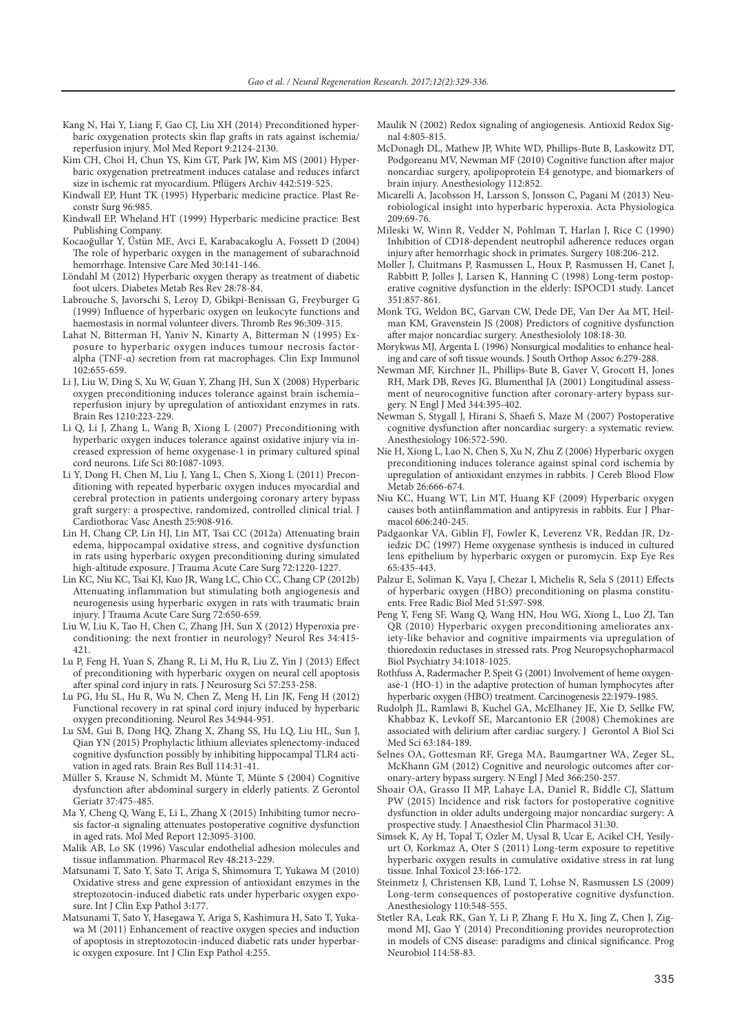Kang N, Hai Y, Liang F, Gao CJ, Liu XH (2014) Preconditioned hyperbaric oxygenation protects skin flap grafts in rats against ischemia/reperfusion injury. Mol Med Report 9:2124-2130.

Kim CH, Choi H, Chun YS, Kim GT, Park JW, Kim MS (2001) Hyperbaric oxygenation pretreatment induces catalase and reduces infarct size in ischemic rat myocardium. Pflügers Archiv 442:519-525.

Kindwall EP, Hunt TK (1995) Hyperbaric medicine practice. Plast Reconstr Surg 96:985.

Kindwall EP, Wheland HT (1999) Hyperbaric medicine practice: Best Publishing Company.

Kocaoğullar Y, Üstün ME, Avci E, Karabacakoglu A, Fossett D (2004) The role of hyperbaric oxygen in the management of subarachnoid hemorrhage. Intensive Care Med 30:141-146.

Löndahl M (2012) Hyperbaric oxygen therapy as treatment of diabetic foot ulcers. Diabetes Metab Res Rev 28:78-84.

Labrouche S, Javorschi S, Leroy D, Gbikpi-Benissan G, Freyburger G (1999) Influence of hyperbaric oxygen on leukocyte functions and haemostasis in normal volunteer divers. Thromb Res 96:309-315.

Lahat N, Bitterman H, Yaniv N, Kinarty A, Bitterman N (1995) Exposure to hyperbaric oxygen induces tumour necrosis factor-alpha (TNF-α) secretion from rat macrophages. Clin Exp Immunol 102:655-659.

Li J, Liu W, Ding S, Xu W, Guan Y, Zhang JH, Sun X (2008) Hyperbaric oxygen preconditioning induces tolerance against brain ischemia–reperfusion injury by upregulation of antioxidant enzymes in rats. Brain Res 1210:223-229.

Li Q, Li J, Zhang L, Wang B, Xiong L (2007) Preconditioning with hyperbaric oxygen induces tolerance against oxidative injury via increased expression of heme oxygenase-1 in primary cultured spinal cord neurons. Life Sci 80:1087-1093.

Li Y, Dong H, Chen M, Liu J, Yang L, Chen S, Xiong L (2011) Preconditioning with repeated hyperbaric oxygen induces myocardial and cerebral protection in patients undergoing coronary artery bypass graft surgery: a prospective, randomized, controlled clinical trial. J Cardiothorac Vasc Anesth 25:908-916.

Lin H, Chang CP, Lin HJ, Lin MT, Tsai CC (2012a) Attenuating brain edema, hippocampal oxidative stress, and cognitive dysfunction in rats using hyperbaric oxygen preconditioning during simulated high-altitude exposure. J Trauma Acute Care Surg 72:1220-1227.

Lin KC, Niu KC, Tsai KJ, Kuo JR, Wang LC, Chio CC, Chang CP (2012b) Attenuating inflammation but stimulating both angiogenesis and neurogenesis using hyperbaric oxygen in rats with traumatic brain injury. J Trauma Acute Care Surg 72:650-659.

Liu W, Liu K, Tao H, Chen C, Zhang JH, Sun X (2012) Hyperoxia preconditioning: the next frontier in neurology? Neurol Res 34:415-421.

Lu P, Feng H, Yuan S, Zhang R, Li M, Hu R, Liu Z, Yin J (2013) Effect of preconditioning with hyperbaric oxygen on neural cell apoptosis after spinal cord injury in rats. J Neurosurg Sci 57:253-258.

Lu PG, Hu SL, Hu R, Wu N, Chen Z, Meng H, Lin JK, Feng H (2012) Functional recovery in rat spinal cord injury induced by hyperbaric oxygen preconditioning. Neurol Res 34:944-951.

Lu SM, Gui B, Dong HQ, Zhang X, Zhang SS, Hu LQ, Liu HL, Sun J, Qian YN (2015) Prophylactic lithium alleviates splenectomy-induced cognitive dysfunction possibly by inhibiting hippocampal TLR4 activation in aged rats. Brain Res Bull 114:31-41.

Müller S, Krause N, Schmidt M, Münte T, Münte S (2004) Cognitive dysfunction after abdominal surgery in elderly patients. Z Gerontol Geriatr 37:475-485.

Ma Y, Cheng Q, Wang E, Li L, Zhang X (2015) Inhibiting tumor necrosis factor-α signaling attenuates postoperative cognitive dysfunction in aged rats. Mol Med Report 12:3095-3100.

Malik AB, Lo SK (1996) Vascular endothelial adhesion molecules and tissue inflammation. Pharmacol Rev 48:213-229.

Matsunami T, Sato Y, Sato T, Ariga S, Shimomura T, Yukawa M (2010) Oxidative stress and gene expression of antioxidant enzymes in the streptozotocin-induced diabetic rats under hyperbaric oxygen exposure. Int J Clin Exp Pathol 3:177.

Matsunami T, Sato Y, Hasegawa Y, Ariga S, Kashimura H, Sato T, Yukawa M (2011) Enhancement of reactive oxygen species and induction of apoptosis in streptozotocin-induced diabetic rats under hyperbaric oxygen exposure. Int J Clin Exp Pathol 4:255.

Maulik N (2002) Redox signaling of angiogenesis. Antioxid Redox Signal 4:805-815.

McDonagh DL, Mathew JP, White WD, Phillips-Bute B, Laskowitz DT, Podgoreanu MV, Newman MF (2010) Cognitive function after major noncardiac surgery, apolipoprotein E4 genotype, and biomarkers of brain injury. Anesthesiology 112:852.

Micarelli A, Jacobsson H, Larsson S, Jonsson C, Pagani M (2013) Neurobiological insight into hyperbaric hyperoxia. Acta Physiologica 209:69-76.

Mileski W, Winn R, Vedder N, Pohlman T, Harlan J, Rice C (1990) Inhibition of CD18-dependent neutrophil adherence reduces organ injury after hemorrhagic shock in primates. Surgery 108:206-212.

Moller J, Cluitmans P, Rasmussen L, Houx P, Rasmussen H, Canet J, Rabbitt P, Jolles J, Larsen K, Hanning C (1998) Long-term postoperative cognitive dysfunction in the elderly: ISPOCD1 study. Lancet 351:857-861.

Monk TG, Weldon BC, Garvan CW, Dede DE, Van Der Aa MT, Heilman KM, Gravenstein JS (2008) Predictors of cognitive dysfunction after major noncardiac surgery. Anesthesiololy 108:18-30.

Morykwas MJ, Argenta L (1996) Nonsurgical modalities to enhance healing and care of soft tissue wounds. J South Orthop Assoc 6:279-288.

Newman MF, Kirchner JL, Phillips-Bute B, Gaver V, Grocott H, Jones RH, Mark DB, Reves JG, Blumenthal JA (2001) Longitudinal assessment of neurocognitive function after coronary-artery bypass surgery. N Engl J Med 344:395-402.

Newman S, Stygall J, Hirani S, Shaefi S, Maze M (2007) Postoperative cognitive dysfunction after noncardiac surgery: a systematic review. Anesthesiology 106:572-590.

Nie H, Xiong L, Lao N, Chen S, Xu N, Zhu Z (2006) Hyperbaric oxygen preconditioning induces tolerance against spinal cord ischemia by upregulation of antioxidant enzymes in rabbits. J Cereb Blood Flow Metab 26:666-674.

Niu KC, Huang WT, Lin MT, Huang KF (2009) Hyperbaric oxygen causes both antiinflammation and antipyresis in rabbits. Eur J Pharmacol 606:240-245.

Padgaonkar VA, Giblin FJ, Fowler K, Leverenz VR, Reddan JR, Dziedzic DC (1997) Heme oxygenase synthesis is induced in cultured lens epithelium by hyperbaric oxygen or puromycin. Exp Eye Res 65:435-443.

Palzur E, Soliman K, Vaya J, Chezar I, Michelis R, Sela S (2011) Effects of hyperbaric oxygen (HBO) preconditioning on plasma constituents. Free Radic Biol Med 51:S97-S98.

Peng Y, Feng SF, Wang Q, Wang HN, Hou WG, Xiong L, Luo ZJ, Tan QR (2010) Hyperbaric oxygen preconditioning ameliorates anxiety-like behavior and cognitive impairments via upregulation of thioredoxin reductases in stressed rats. Prog Neuropsychopharmacol Biol Psychiatry 34:1018-1025.

Rothfuss A, Radermacher P, Speit G (2001) Involvement of heme oxygenase-1 (HO-1) in the adaptive protection of human lymphocytes after hyperbaric oxygen (HBO) treatment. Carcinogenesis 22:1979-1985.

Rudolph JL, Ramlawi B, Kuchel GA, McElhaney JE, Xie D, Sellke FW, Khabbaz K, Levkoff SE, Marcantonio ER (2008) Chemokines are associated with delirium after cardiac surgery. J Gerontol A Biol Sci Med Sci 63:184-189.

Selnes OA, Gottesman RF, Grega MA, Baumgartner WA, Zeger SL, McKhann GM (2012) Cognitive and neurologic outcomes after coronary-artery bypass surgery. N Engl J Med 366:250-257.

Shoair OA, Grasso II MP, Lahaye LA, Daniel R, Biddle CJ, Slattum PW (2015) Incidence and risk factors for postoperative cognitive dysfunction in older adults undergoing major noncardiac surgery: A prospective study. J Anaesthesiol Clin Pharmacol 31:30.

Simsek K, Ay H, Topal T, Ozler M, Uysal B, Ucar E, Acikel CH, Yesilyurt O, Korkmaz A, Oter S (2011) Long-term exposure to repetitive hyperbaric oxygen results in cumulative oxidative stress in rat lung tissue. Inhal Toxicol 23:166-172.

Steinmetz J, Christensen KB, Lund T, Lohse N, Rasmussen LS (2009) Long-term consequences of postoperative cognitive dysfunction. Anesthesiology 110:548-555.

Stetler RA, Leak RK, Gan Y, Li P, Zhang F, Hu X, Jing Z, Chen J, Zigmond MJ, Gao Y (2014) Preconditioning provides neuroprotection in models of CNS disease: paradigms and clinical significance. Prog Neurobiol 114:58-83.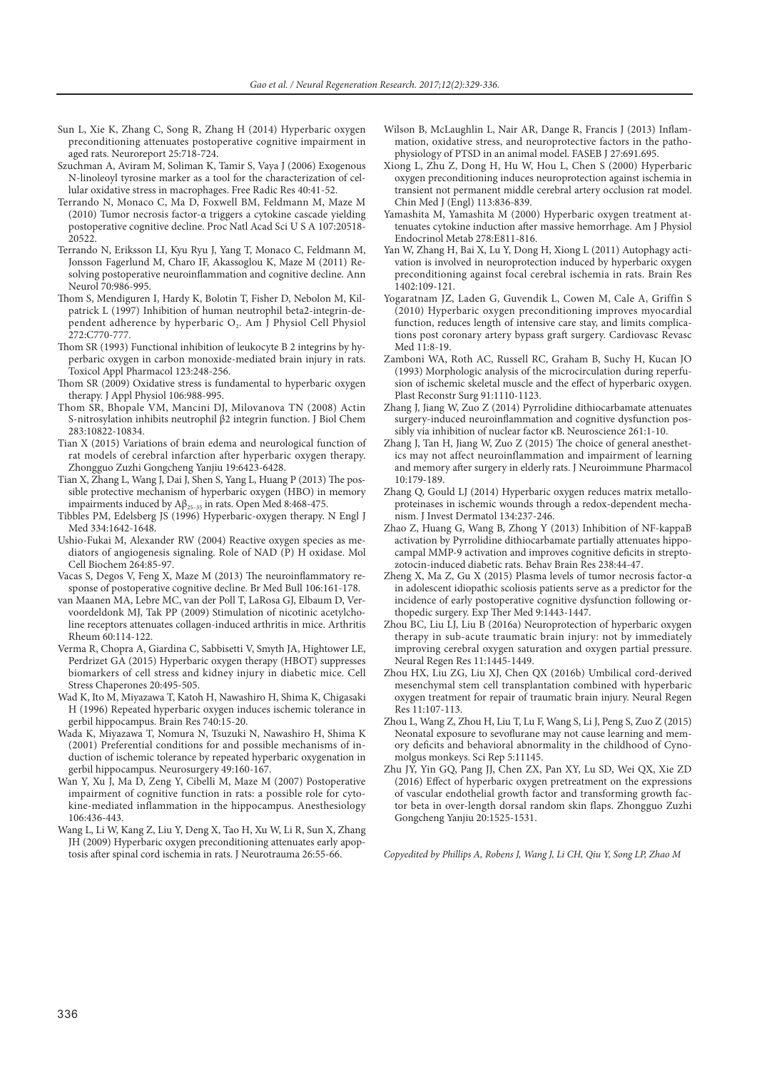Sun L, Xie K, Zhang C, Song R, Zhang H (2014) Hyperbaric oxygen preconditioning attenuates postoperative cognitive impairment in aged rats. Neuroreport 25:718-724.

Szuchman A, Aviram M, Soliman K, Tamir S, Vaya J (2006) Exogenous N-linoleoyl tyrosine marker as a tool for the characterization of cellular oxidative stress in macrophages. Free Radic Res 40:41-52.

Terrando N, Monaco C, Ma D, Foxwell BM, Feldmann M, Maze M (2010) Tumor necrosis factor-α triggers a cytokine cascade yielding postoperative cognitive decline. Proc Natl Acad Sci U S A 107:20518-20522.

Terrando N, Eriksson LI, Kyu Ryu J, Yang T, Monaco C, Feldmann M, Jonsson Fagerlund M, Charo IF, Akassoglou K, Maze M (2011) Resolving postoperative neuroinflammation and cognitive decline. Ann Neurol 70:986-995.

Thom S, Mendiguren I, Hardy K, Bolotin T, Fisher D, Nebolon M, Kilpatrick L (1997) Inhibition of human neutrophil beta2-integrin-dependent adherence by hyperbaric $O_2$. Am J Physiol Cell Physiol 272:C770-777.

Thom SR (1993) Functional inhibition of leukocyte B 2 integrins by hyperbaric oxygen in carbon monoxide-mediated brain injury in rats. Toxicol Appl Pharmacol 123:248-256.

Thom SR (2009) Oxidative stress is fundamental to hyperbaric oxygen therapy. J Appl Physiol 106:988-995.

Thom SR, Bhopale VM, Mancini DJ, Milovanova TN (2008) Actin S-nitrosylation inhibits neutrophil β2 integrin function. J Biol Chem 283:10822-10834.

Tian X (2015) Variations of brain edema and neurological function of rat models of cerebral infarction after hyperbaric oxygen therapy. Zhongguo Zuzhi Gongcheng Yanjiu 19:6423-6428.

Tian X, Zhang L, Wang J, Dai J, Shen S, Yang L, Huang P (2013) The possible protective mechanism of hyperbaric oxygen (HBO) in memory impairments induced by $A\beta_{25-35}$ in rats. Open Med 8:468-475.

Tibbles PM, Edelsberg JS (1996) Hyperbaric-oxygen therapy. N Engl J Med 334:1642-1648.

Ushio-Fukai M, Alexander RW (2004) Reactive oxygen species as mediators of angiogenesis signaling. Role of NAD (P) H oxidase. Mol Cell Biochem 264:85-97.

Vacas S, Degos V, Feng X, Maze M (2013) The neuroinflammatory response of postoperative cognitive decline. Br Med Bull 106:161-178.

van Maanen MA, Lebre MC, van der Poll T, LaRosa GJ, Elbaum D, Vervoordeldonk MJ, Tak PP (2009) Stimulation of nicotinic acetylcholine receptors attenuates collagen-induced arthritis in mice. Arthritis Rheum 60:114-122.

Verma R, Chopra A, Giardina C, Sabbisetti V, Smyth JA, Hightower LE, Perdrizet GA (2015) Hyperbaric oxygen therapy (HBOT) suppresses biomarkers of cell stress and kidney injury in diabetic mice. Cell Stress Chaperones 20:495-505.

Wad K, Ito M, Miyazawa T, Katoh H, Nawashiro H, Shima K, Chigasaki H (1996) Repeated hyperbaric oxygen induces ischemic tolerance in gerbil hippocampus. Brain Res 740:15-20.

Wada K, Miyazawa T, Nomura N, Tsuzuki N, Nawashiro H, Shima K (2001) Preferential conditions for and possible mechanisms of induction of ischemic tolerance by repeated hyperbaric oxygenation in gerbil hippocampus. Neurosurgery 49:160-167.

Wan Y, Xu J, Ma D, Zeng Y, Cibelli M, Maze M (2007) Postoperative impairment of cognitive function in rats: a possible role for cytokine-mediated inflammation in the hippocampus. Anesthesiology 106:436-443.

Wang L, Li W, Kang Z, Liu Y, Deng X, Tao H, Xu W, Li R, Sun X, Zhang JH (2009) Hyperbaric oxygen preconditioning attenuates early apoptosis after spinal cord ischemia in rats. J Neurotrauma 26:55-66.

Wilson B, McLaughlin L, Nair AR, Dange R, Francis J (2013) Inflammation, oxidative stress, and neuroprotective factors in the pathophysiology of PTSD in an animal model. FASEB J 27:691.695.

Xiong L, Zhu Z, Dong H, Hu W, Hou L, Chen S (2000) Hyperbaric oxygen preconditioning induces neuroprotection against ischemia in transient not permanent middle cerebral artery occlusion rat model. Chin Med J (Engl) 113:836-839.

Yamashita M, Yamashita M (2000) Hyperbaric oxygen treatment attenuates cytokine induction after massive hemorrhage. Am J Physiol Endocrinol Metab 278:E811-816.

Yan W, Zhang H, Bai X, Lu Y, Dong H, Xiong L (2011) Autophagy activation is involved in neuroprotection induced by hyperbaric oxygen preconditioning against focal cerebral ischemia in rats. Brain Res 1402:109-121.

Yogaratnam JZ, Laden G, Guvendik L, Cowen M, Cale A, Griffin S (2010) Hyperbaric oxygen preconditioning improves myocardial function, reduces length of intensive care stay, and limits complications post coronary artery bypass graft surgery. Cardiovasc Revasc Med 11:8-19.

Zamboni WA, Roth AC, Russell RC, Graham B, Suchy H, Kucan JO (1993) Morphologic analysis of the microcirculation during reperfusion of ischemic skeletal muscle and the effect of hyperbaric oxygen. Plast Reconstr Surg 91:1110-1123.

Zhang J, Jiang W, Zuo Z (2014) Pyrrolidine dithiocarbamate attenuates surgery-induced neuroinflammation and cognitive dysfunction possibly via inhibition of nuclear factor κB. Neuroscience 261:1-10.

Zhang J, Tan H, Jiang W, Zuo Z (2015) The choice of general anesthetics may not affect neuroinflammation and impairment of learning and memory after surgery in elderly rats. J Neuroimmune Pharmacol 10:179-189.

Zhang Q, Gould LJ (2014) Hyperbaric oxygen reduces matrix metalloproteinases in ischemic wounds through a redox-dependent mechanism. J Invest Dermatol 134:237-246.

Zhao Z, Huang G, Wang B, Zhong Y (2013) Inhibition of NF-kappaB activation by Pyrrolidine dithiocarbamate partially attenuates hippocampal MMP-9 activation and improves cognitive deficits in streptozotocin-induced diabetic rats. Behav Brain Res 238:44-47.

Zheng X, Ma Z, Gu X (2015) Plasma levels of tumor necrosis factor-α in adolescent idiopathic scoliosis patients serve as a predictor for the incidence of early postoperative cognitive dysfunction following orthopedic surgery. Exp Ther Med 9:1443-1447.

Zhou BC, Liu LJ, Liu B (2016a) Neuroprotection of hyperbaric oxygen therapy in sub-acute traumatic brain injury: not by immediately improving cerebral oxygen saturation and oxygen partial pressure. Neural Regen Res 11:1445-1449.

Zhou HX, Liu ZG, Liu XJ, Chen QX (2016b) Umbilical cord-derived mesenchymal stem cell transplantation combined with hyperbaric oxygen treatment for repair of traumatic brain injury. Neural Regen Res 11:107-113.

Zhou L, Wang Z, Zhou H, Liu T, Lu F, Wang S, Li J, Peng S, Zuo Z (2015) Neonatal exposure to sevoflurane may not cause learning and memory deficits and behavioral abnormality in the childhood of Cynomolgus monkeys. Sci Rep 5:11145.

Zhu JY, Yin GQ, Pang JJ, Chen ZX, Pan XY, Lu SD, Wei QX, Xie ZD (2016) Effect of hyperbaric oxygen pretreatment on the expressions of vascular endothelial growth factor and transforming growth factor beta in over-length dorsal random skin flaps. Zhongguo Zuzhi Gongcheng Yanjiu 20:1525-1531.

*Copyedited by Phillips A, Robens J, Wang J, Li CH, Qiu Y, Song LP, Zhao M*